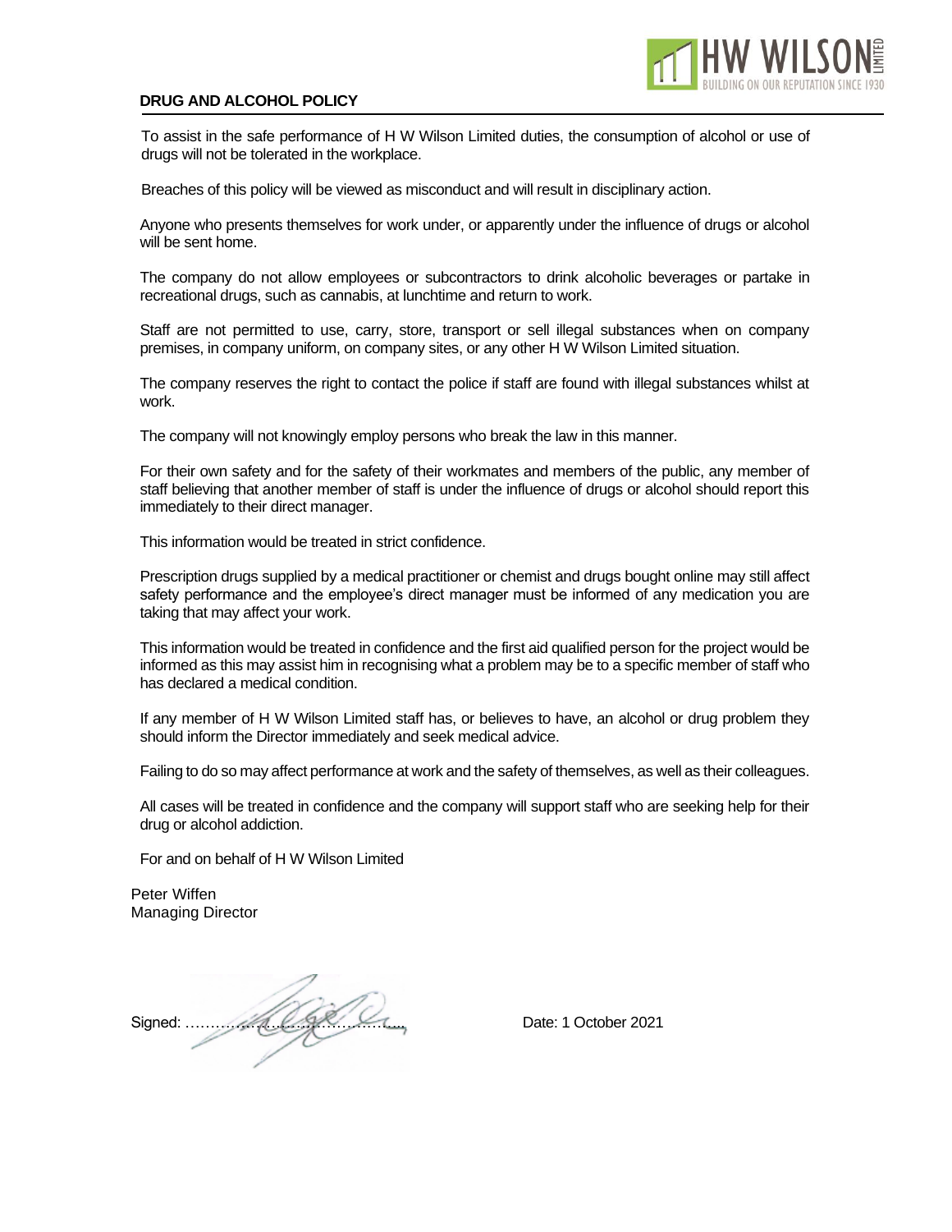## DRUG AND ALCOHOL POLICY

To assist in the safe performance of H W Wilson Limited duties, the consumption of alcohol or use of drugs will not be tolerated in the workplace.

Breaches of this policy will be viewed as misconduct and will result in disciplinary action.

Anyone who presents themselves for work under, or apparently under the influence of drugs or alcohol will be sent home.

The company do not allow employees or subcontractors to drink alcoholic beverages or partake in recreational drugs, such as cannabis, at lunchtime and return to work.

Staff are not permitted to use, carry, store, transport or sell illegal substances when on company premises, in company uniform, on company sites, or any other H W Wilson Limited situation.

The company reserves the right to contact the police if staff are found with illegal substances whilst at work.

The company will not knowingly employ persons who break the law in this manner.

For their own safety and for the safety of their workmates and members of the public, any member of staff believing that another member of staff is under the influence of drugs or alcohol should report this immediately to their direct manager.

This information would be treated in strict confidence.

Prescription drugs supplied by a medical practitioner or chemist and drugs bought online may still affect safety performance and the employee's direct manager must be informed of any medication you are taking that may affect your work.

This information would be treated in confidence and the first aid qualified person for the project would be informed as this may assist him in recognising what a problem may be to a specific member of staff who has declared a medical condition.

If any member of H W Wilson Limited staff has, or believes to have, an alcohol or drug problem they should inform the Director immediately and seek medical advice.

Failing to do so may affect performance at work and the safety of themselves, as well as their colleagues.

All cases will be treated in confidence and the company will support staff who are seeking help for their drug or alcohol addiction.

For and on behalf of H W Wilson Limited

Peter Wiffen
Managing Director

Signed: ……………………………………… Date: 1 October 2021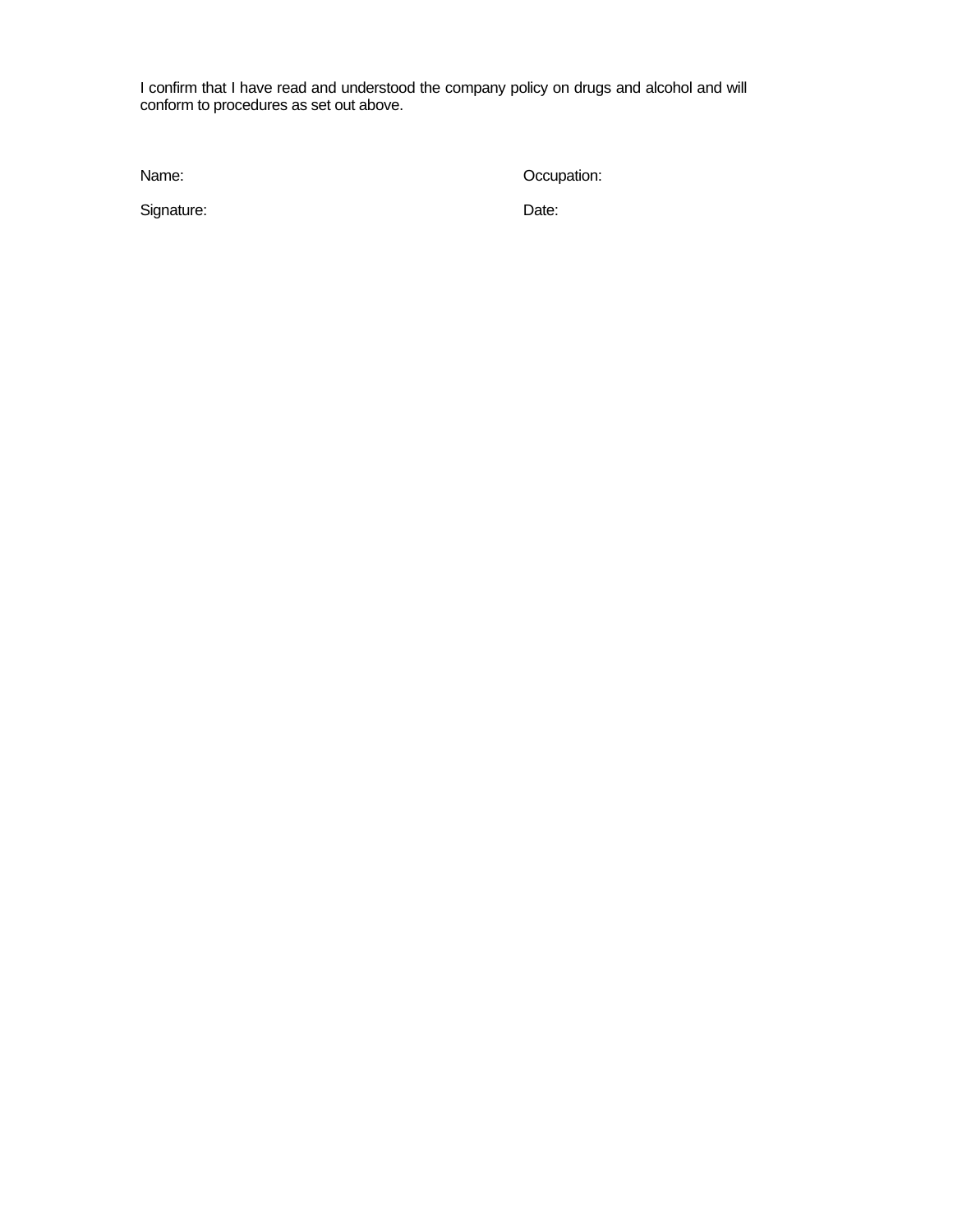I confirm that I have read and understood the company policy on drugs and alcohol and will conform to procedures as set out above.

Name: Occupation:

Signature: Date: